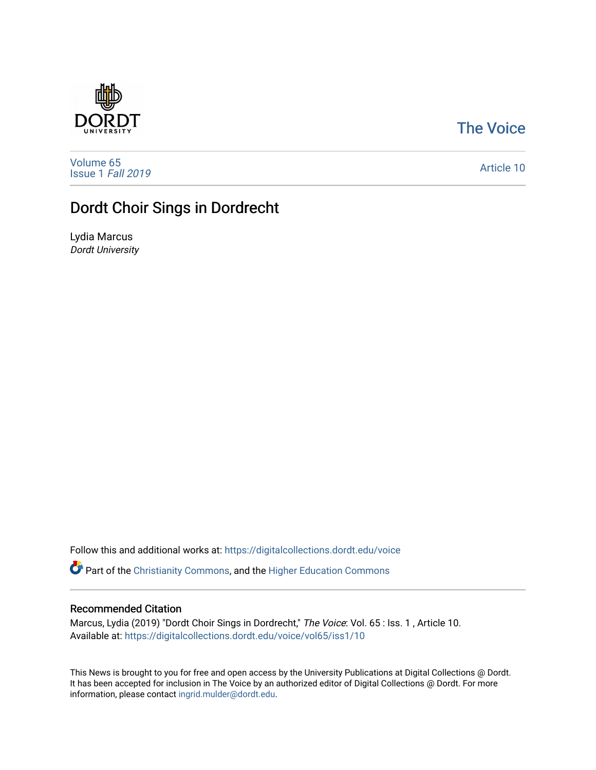The Voice

Volume 65
Issue 1 *Fall 2019*

Article 10

# Dordt Choir Sings in Dordrecht

Lydia Marcus
*Dordt University*

Follow this and additional works at: https://digitalcollections.dordt.edu/voice

Part of the Christianity Commons, and the Higher Education Commons

## Recommended Citation

Marcus, Lydia (2019) "Dordt Choir Sings in Dordrecht," *The Voice*: Vol. 65 : Iss. 1 , Article 10.
Available at: https://digitalcollections.dordt.edu/voice/vol65/iss1/10

This News is brought to you for free and open access by the University Publications at Digital Collections @ Dordt. It has been accepted for inclusion in The Voice by an authorized editor of Digital Collections @ Dordt. For more information, please contact ingrid.mulder@dordt.edu.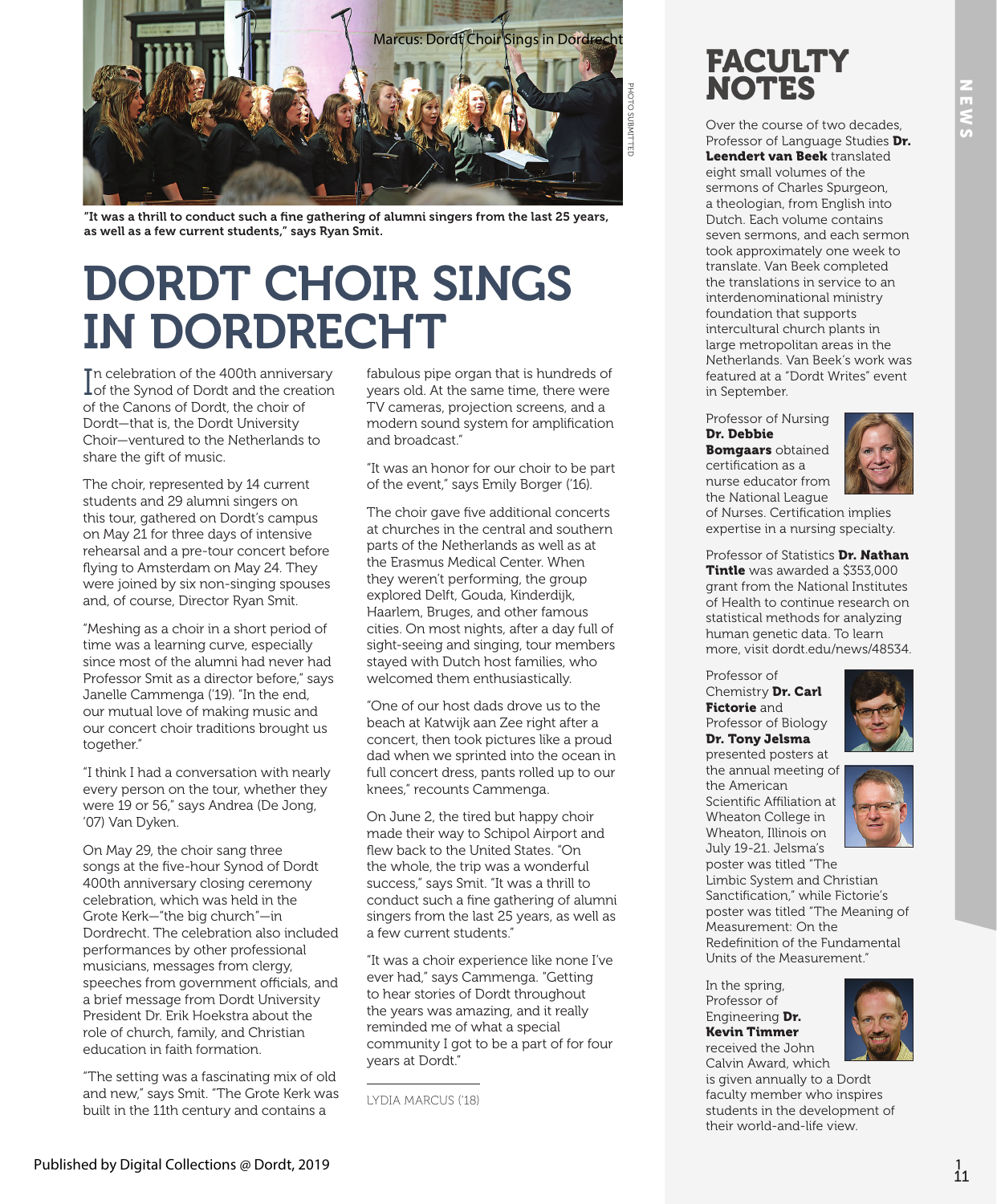Marcus: Dordt Choir Sings in Dordrecht

PHOTO SUBMITTED

**"It was a thrill to conduct such a fine gathering of alumni singers from the last 25 years, as well as a few current students," says Ryan Smit.**

# DORDT CHOIR SINGS IN DORDRECHT

In celebration of the 400th anniversary of the Synod of Dordt and the creation of the Canons of Dordt, the choir of Dordt—that is, the Dordt University Choir—ventured to the Netherlands to share the gift of music.

The choir, represented by 14 current students and 29 alumni singers on this tour, gathered on Dordt's campus on May 21 for three days of intensive rehearsal and a pre-tour concert before flying to Amsterdam on May 24. They were joined by six non-singing spouses and, of course, Director Ryan Smit.

"Meshing as a choir in a short period of time was a learning curve, especially since most of the alumni had never had Professor Smit as a director before," says Janelle Cammenga ('19). "In the end, our mutual love of making music and our concert choir traditions brought us together."

"I think I had a conversation with nearly every person on the tour, whether they were 19 or 56," says Andrea (De Jong, '07) Van Dyken.

On May 29, the choir sang three songs at the five-hour Synod of Dordt 400th anniversary closing ceremony celebration, which was held in the Grote Kerk—"the big church"—in Dordrecht. The celebration also included performances by other professional musicians, messages from clergy, speeches from government officials, and a brief message from Dordt University President Dr. Erik Hoekstra about the role of church, family, and Christian education in faith formation.

"The setting was a fascinating mix of old and new," says Smit. "The Grote Kerk was built in the 11th century and contains a fabulous pipe organ that is hundreds of years old. At the same time, there were TV cameras, projection screens, and a modern sound system for amplification and broadcast."

"It was an honor for our choir to be part of the event," says Emily Borger ('16).

The choir gave five additional concerts at churches in the central and southern parts of the Netherlands as well as at the Erasmus Medical Center. When they weren't performing, the group explored Delft, Gouda, Kinderdijk, Haarlem, Bruges, and other famous cities. On most nights, after a day full of sight-seeing and singing, tour members stayed with Dutch host families, who welcomed them enthusiastically.

"One of our host dads drove us to the beach at Katwijk aan Zee right after a concert, then took pictures like a proud dad when we sprinted into the ocean in full concert dress, pants rolled up to our knees," recounts Cammenga.

On June 2, the tired but happy choir made their way to Schipol Airport and flew back to the United States. "On the whole, the trip was a wonderful success," says Smit. "It was a thrill to conduct such a fine gathering of alumni singers from the last 25 years, as well as a few current students."

"It was a choir experience like none I've ever had," says Cammenga. "Getting to hear stories of Dordt throughout the years was amazing, and it really reminded me of what a special community I got to be a part of for four years at Dordt."

LYDIA MARCUS ('18)

# FACULTY NOTES

Over the course of two decades, Professor of Language Studies **Dr. Leendert van Beek** translated eight small volumes of the sermons of Charles Spurgeon, a theologian, from English into Dutch. Each volume contains seven sermons, and each sermon took approximately one week to translate. Van Beek completed the translations in service to an interdenominational ministry foundation that supports intercultural church plants in large metropolitan areas in the Netherlands. Van Beek's work was featured at a "Dordt Writes" event in September.

Professor of Nursing **Dr. Debbie Bomgaars** obtained certification as a nurse educator from the National League of Nurses. Certification implies expertise in a nursing specialty.

Professor of Statistics **Dr. Nathan Tintle** was awarded a $353,000 grant from the National Institutes of Health to continue research on statistical methods for analyzing human genetic data. To learn more, visit dordt.edu/news/48534.

Professor of Chemistry **Dr. Carl Fictorie** and Professor of Biology **Dr. Tony Jelsma** presented posters at the annual meeting of the American Scientific Affiliation at Wheaton College in Wheaton, Illinois on July 19-21. Jelsma's poster was titled "The Limbic System and Christian Sanctification," while Fictorie's poster was titled "The Meaning of Measurement: On the Redefinition of the Fundamental Units of the Measurement."

In the spring, Professor of Engineering **Dr. Kevin Timmer** received the John Calvin Award, which is given annually to a Dordt faculty member who inspires students in the development of their world-and-life view.

Published by Digital Collections @ Dordt, 2019